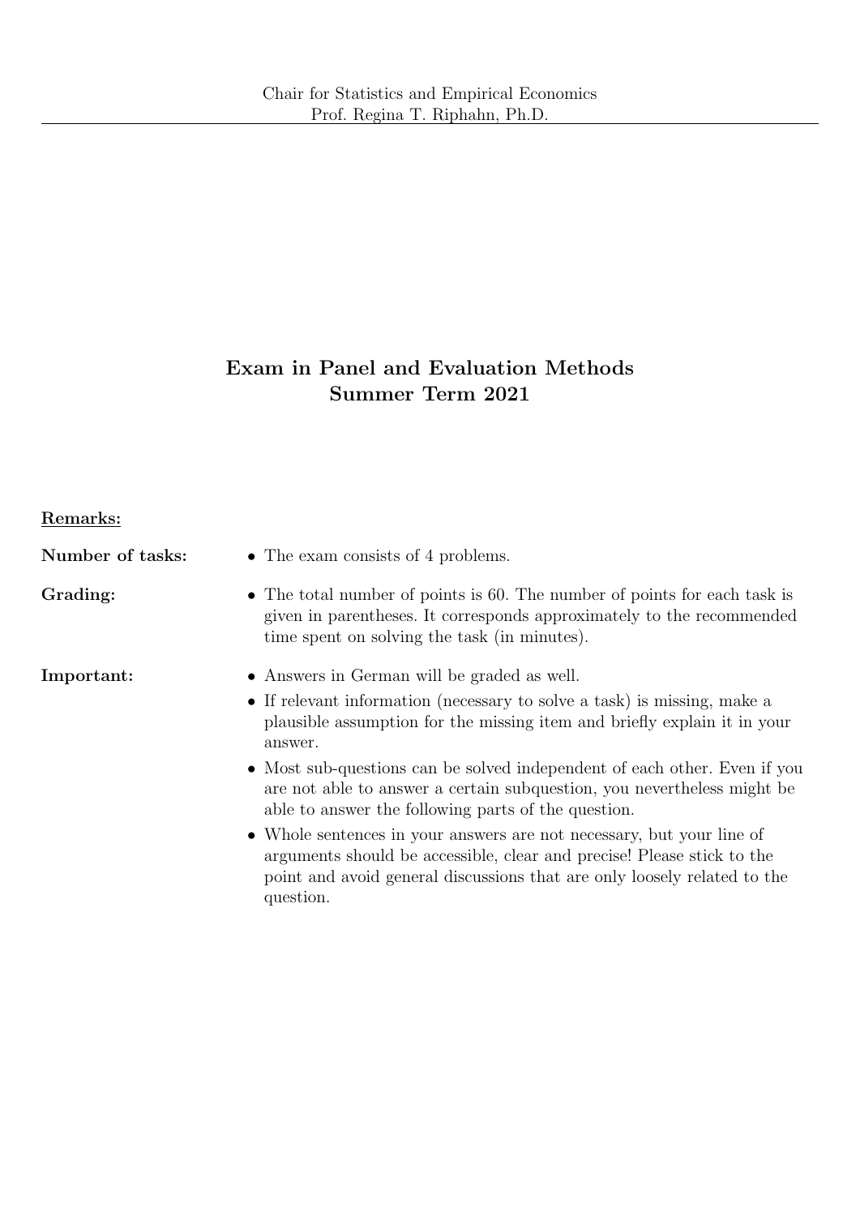Chair for Statistics and Empirical Economics
Prof. Regina T. Riphahn, Ph.D.

# Exam in Panel and Evaluation Methods
# Summer Term 2021

<u>**Remarks:**</u>

**Number of tasks:**
- The exam consists of 4 problems.

**Grading:**
- The total number of points is 60. The number of points for each task is given in parentheses. It corresponds approximately to the recommended time spent on solving the task (in minutes).

**Important:**
- Answers in German will be graded as well.
- If relevant information (necessary to solve a task) is missing, make a plausible assumption for the missing item and briefly explain it in your answer.
- Most sub-questions can be solved independent of each other. Even if you are not able to answer a certain subquestion, you nevertheless might be able to answer the following parts of the question.
- Whole sentences in your answers are not necessary, but your line of arguments should be accessible, clear and precise! Please stick to the point and avoid general discussions that are only loosely related to the question.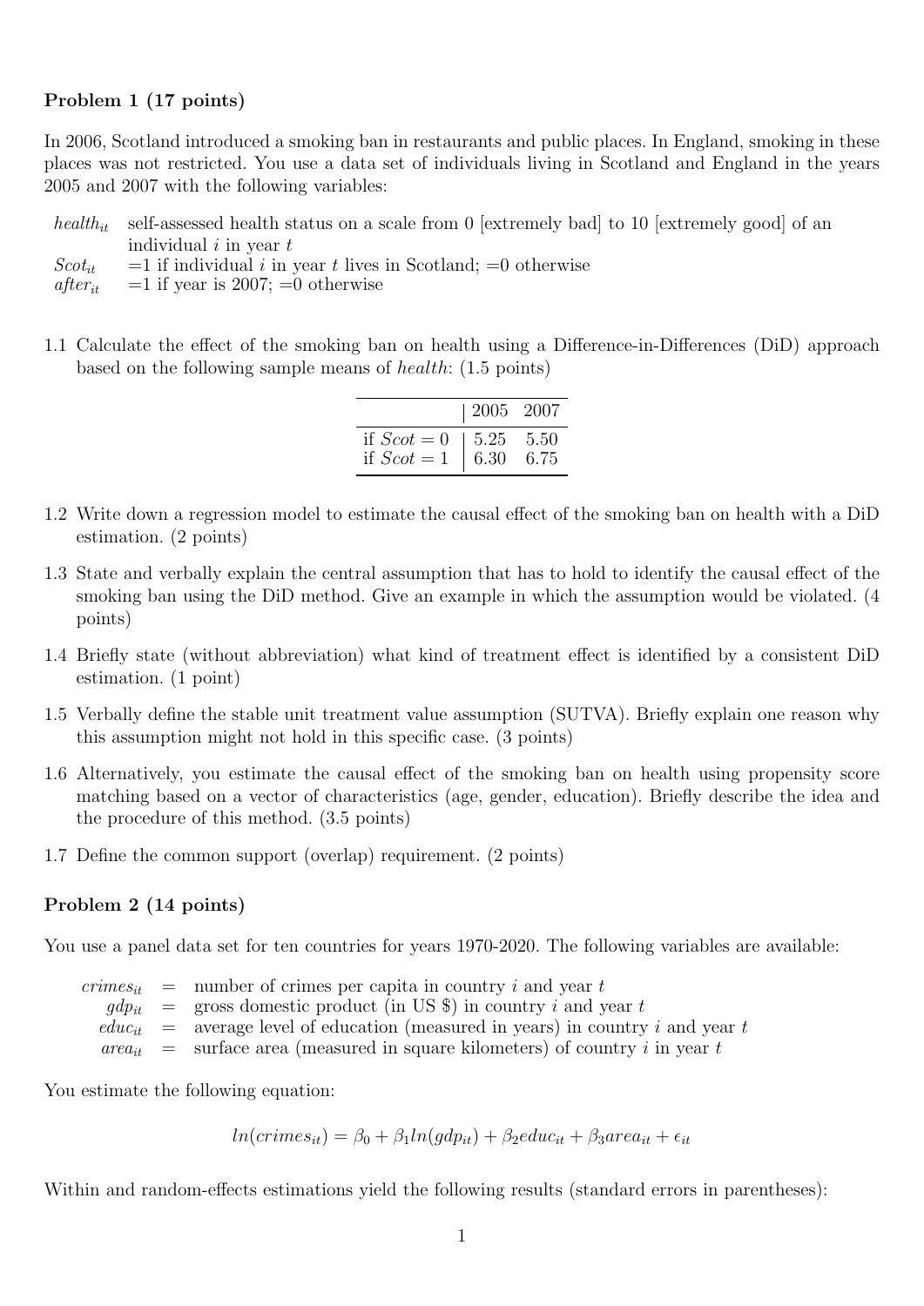**Problem 1 (17 points)**

In 2006, Scotland introduced a smoking ban in restaurants and public places. In England, smoking in these places was not restricted. You use a data set of individuals living in Scotland and England in the years 2005 and 2007 with the following variables:

| | |
|---|---|
| $health_{it}$ | self-assessed health status on a scale from 0 [extremely bad] to 10 [extremely good] of an individual $i$ in year $t$ |
| $Scot_{it}$ | =1 if individual $i$ in year $t$ lives in Scotland; =0 otherwise |
| $after_{it}$ | =1 if year is 2007; =0 otherwise |

1.1 Calculate the effect of the smoking ban on health using a Difference-in-Differences (DiD) approach based on the following sample means of *health*: (1.5 points)

| | 2005 | 2007 |
|---|---|---|
| if $Scot = 0$ | 5.25 | 5.50 |
| if $Scot = 1$ | 6.30 | 6.75 |

1.2 Write down a regression model to estimate the causal effect of the smoking ban on health with a DiD estimation. (2 points)

1.3 State and verbally explain the central assumption that has to hold to identify the causal effect of the smoking ban using the DiD method. Give an example in which the assumption would be violated. (4 points)

1.4 Briefly state (without abbreviation) what kind of treatment effect is identified by a consistent DiD estimation. (1 point)

1.5 Verbally define the stable unit treatment value assumption (SUTVA). Briefly explain one reason why this assumption might not hold in this specific case. (3 points)

1.6 Alternatively, you estimate the causal effect of the smoking ban on health using propensity score matching based on a vector of characteristics (age, gender, education). Briefly describe the idea and the procedure of this method. (3.5 points)

1.7 Define the common support (overlap) requirement. (2 points)

**Problem 2 (14 points)**

You use a panel data set for ten countries for years 1970-2020. The following variables are available:

$crimes_{it}$ = number of crimes per capita in country $i$ and year $t$
$gdp_{it}$ = gross domestic product (in US \$) in country $i$ and year $t$
$educ_{it}$ = average level of education (measured in years) in country $i$ and year $t$
$area_{it}$ = surface area (measured in square kilometers) of country $i$ in year $t$

You estimate the following equation:

$$ln(crimes_{it}) = \beta_0 + \beta_1 ln(gdp_{it}) + \beta_2 educ_{it} + \beta_3 area_{it} + \epsilon_{it}$$

Within and random-effects estimations yield the following results (standard errors in parentheses):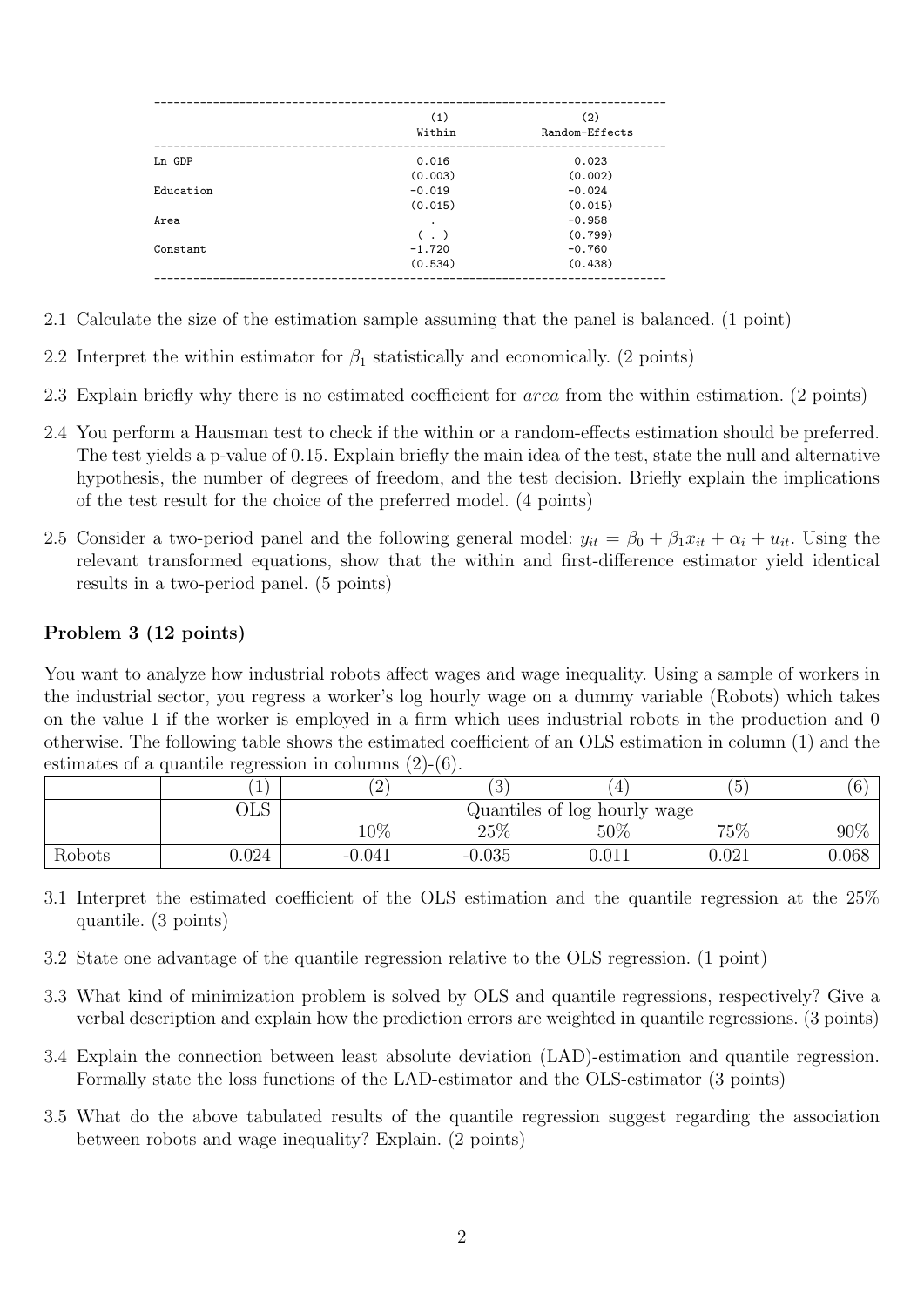|  | (1) Within | (2) Random-Effects |
|---|---|---|
| Ln GDP | 0.016 | 0.023 |
|  | (0.003) | (0.002) |
| Education | -0.019 | -0.024 |
|  | (0.015) | (0.015) |
| Area | . | -0.958 |
|  | ( . ) | (0.799) |
| Constant | -1.720 | -0.760 |
|  | (0.534) | (0.438) |

2.1 Calculate the size of the estimation sample assuming that the panel is balanced. (1 point)

2.2 Interpret the within estimator for $\beta_1$ statistically and economically. (2 points)

2.3 Explain briefly why there is no estimated coefficient for *area* from the within estimation. (2 points)

2.4 You perform a Hausman test to check if the within or a random-effects estimation should be preferred. The test yields a p-value of 0.15. Explain briefly the main idea of the test, state the null and alternative hypothesis, the number of degrees of freedom, and the test decision. Briefly explain the implications of the test result for the choice of the preferred model. (4 points)

2.5 Consider a two-period panel and the following general model: $y_{it} = \beta_0 + \beta_1 x_{it} + \alpha_i + u_{it}$. Using the relevant transformed equations, show that the within and first-difference estimator yield identical results in a two-period panel. (5 points)

### Problem 3 (12 points)

You want to analyze how industrial robots affect wages and wage inequality. Using a sample of workers in the industrial sector, you regress a worker's log hourly wage on a dummy variable (Robots) which takes on the value 1 if the worker is employed in a firm which uses industrial robots in the production and 0 otherwise. The following table shows the estimated coefficient of an OLS estimation in column (1) and the estimates of a quantile regression in columns (2)-(6).

|  | (1) | (2) | (3) | (4) | (5) | (6) |
|---|---|---|---|---|---|---|
|  | OLS | Quantiles of log hourly wage | | | | |
|  |  | 10% | 25% | 50% | 75% | 90% |
| Robots | 0.024 | -0.041 | -0.035 | 0.011 | 0.021 | 0.068 |

3.1 Interpret the estimated coefficient of the OLS estimation and the quantile regression at the 25% quantile. (3 points)

3.2 State one advantage of the quantile regression relative to the OLS regression. (1 point)

3.3 What kind of minimization problem is solved by OLS and quantile regressions, respectively? Give a verbal description and explain how the prediction errors are weighted in quantile regressions. (3 points)

3.4 Explain the connection between least absolute deviation (LAD)-estimation and quantile regression. Formally state the loss functions of the LAD-estimator and the OLS-estimator (3 points)

3.5 What do the above tabulated results of the quantile regression suggest regarding the association between robots and wage inequality? Explain. (2 points)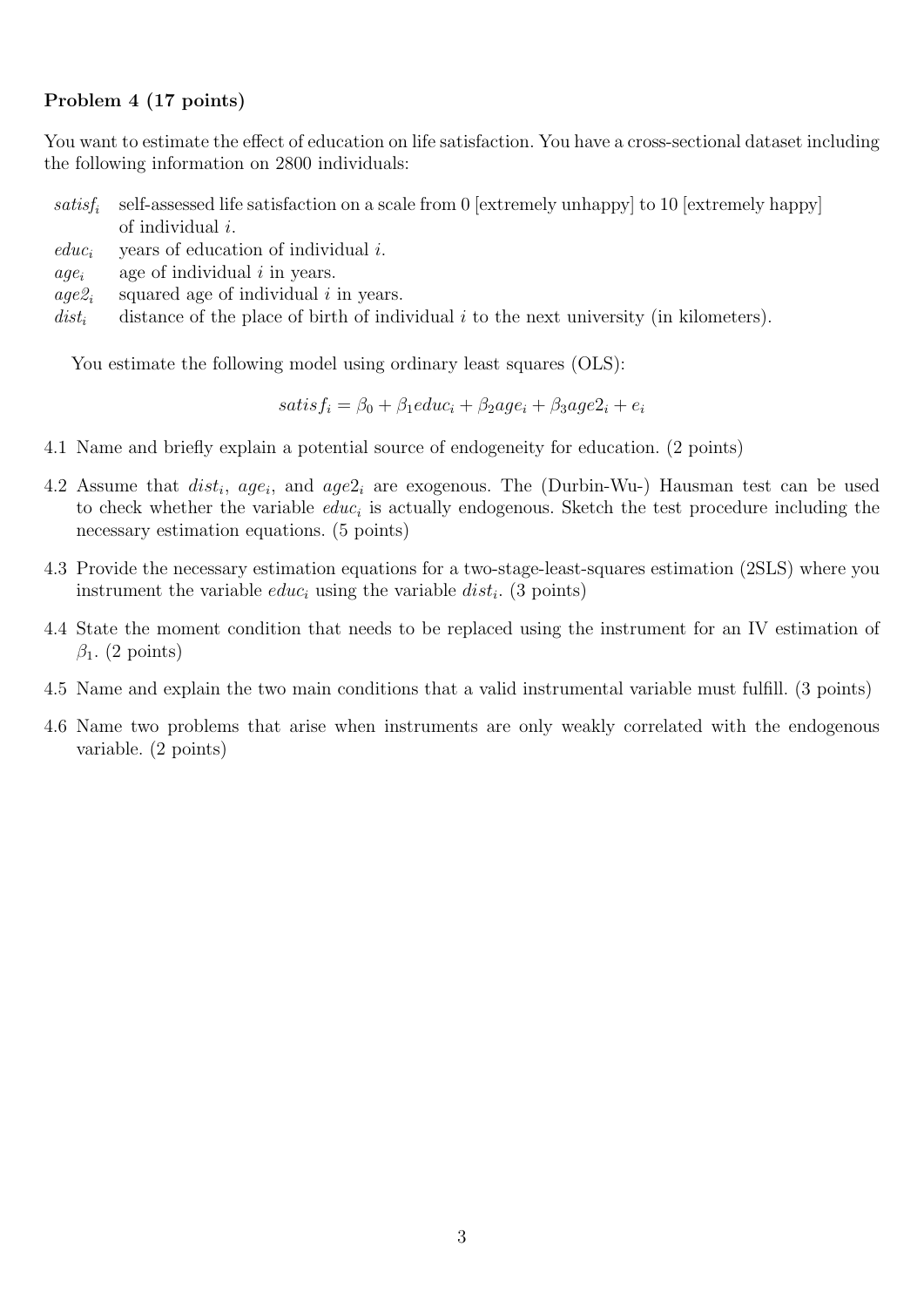**Problem 4 (17 points)**

You want to estimate the effect of education on life satisfaction. You have a cross-sectional dataset including the following information on 2800 individuals:

| | |
|---|---|
| $satisf_i$ | self-assessed life satisfaction on a scale from 0 [extremely unhappy] to 10 [extremely happy] of individual $i$. |
| $educ_i$ | years of education of individual $i$. |
| $age_i$ | age of individual $i$ in years. |
| $age2_i$ | squared age of individual $i$ in years. |
| $dist_i$ | distance of the place of birth of individual $i$ to the next university (in kilometers). |

You estimate the following model using ordinary least squares (OLS):

$$satisf_i = \beta_0 + \beta_1 educ_i + \beta_2 age_i + \beta_3 age2_i + e_i$$

4.1 Name and briefly explain a potential source of endogeneity for education. (2 points)

4.2 Assume that $dist_i$, $age_i$, and $age2_i$ are exogenous. The (Durbin-Wu-) Hausman test can be used to check whether the variable $educ_i$ is actually endogenous. Sketch the test procedure including the necessary estimation equations. (5 points)

4.3 Provide the necessary estimation equations for a two-stage-least-squares estimation (2SLS) where you instrument the variable $educ_i$ using the variable $dist_i$. (3 points)

4.4 State the moment condition that needs to be replaced using the instrument for an IV estimation of $\beta_1$. (2 points)

4.5 Name and explain the two main conditions that a valid instrumental variable must fulfill. (3 points)

4.6 Name two problems that arise when instruments are only weakly correlated with the endogenous variable. (2 points)